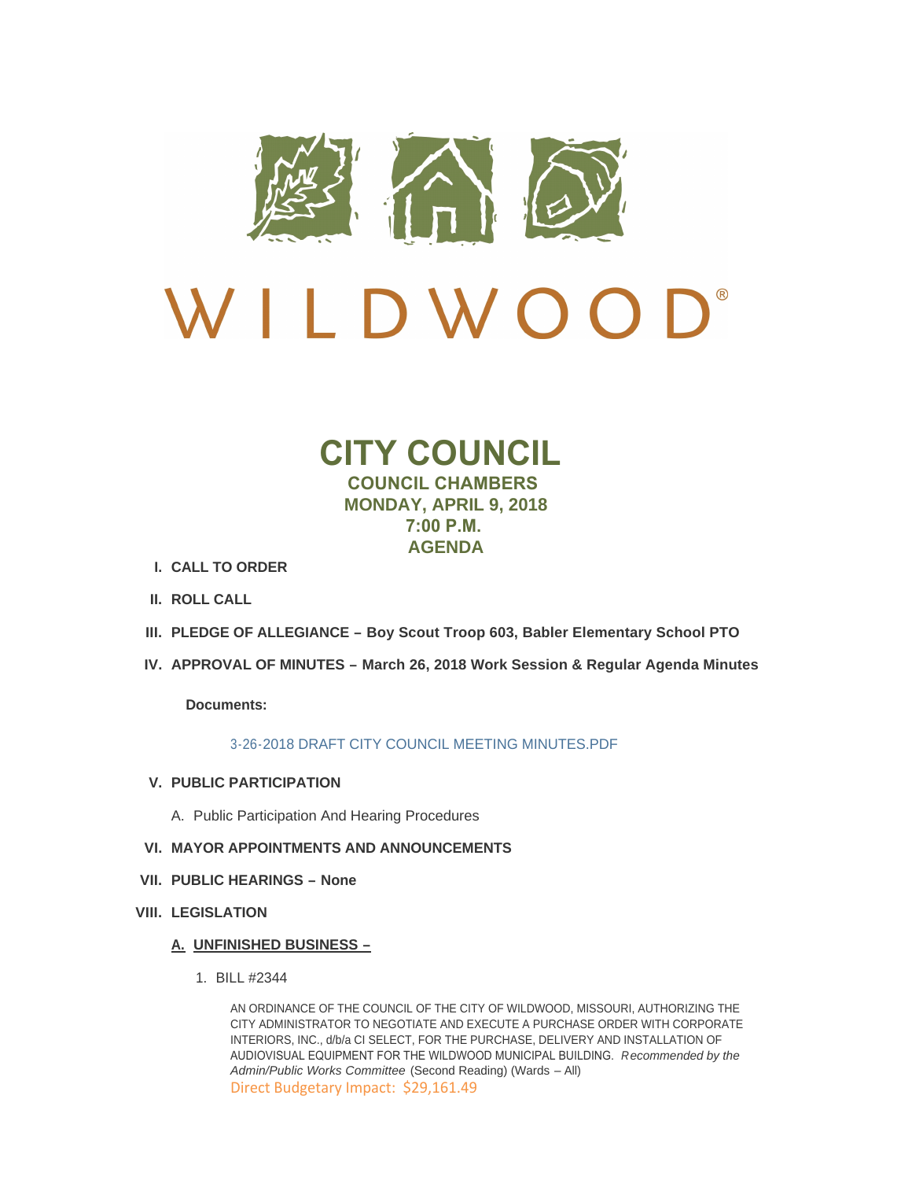# WILDWOOD®

# CITY COUNCIL

## COUNCIL CHAMBERS
## MONDAY, APRIL 9, 2018
## 7:00 P.M.
## AGENDA

I. **CALL TO ORDER**

II. **ROLL CALL**

III. **PLEDGE OF ALLEGIANCE – Boy Scout Troop 603, Babler Elementary School PTO**

IV. **APPROVAL OF MINUTES – March 26, 2018 Work Session & Regular Agenda Minutes**

**Documents:**

3-26-2018 DRAFT CITY COUNCIL MEETING MINUTES.PDF

V. **PUBLIC PARTICIPATION**

A. Public Participation And Hearing Procedures

VI. **MAYOR APPOINTMENTS AND ANNOUNCEMENTS**

VII. **PUBLIC HEARINGS – None**

VIII. **LEGISLATION**

**A. UNFINISHED BUSINESS –**

1. BILL #2344

AN ORDINANCE OF THE COUNCIL OF THE CITY OF WILDWOOD, MISSOURI, AUTHORIZING THE CITY ADMINISTRATOR TO NEGOTIATE AND EXECUTE A PURCHASE ORDER WITH CORPORATE INTERIORS, INC., d/b/a CI SELECT, FOR THE PURCHASE, DELIVERY AND INSTALLATION OF AUDIOVISUAL EQUIPMENT FOR THE WILDWOOD MUNICIPAL BUILDING. *Recommended by the Admin/Public Works Committee* (Second Reading) (Wards – All)

Direct Budgetary Impact: $29,161.49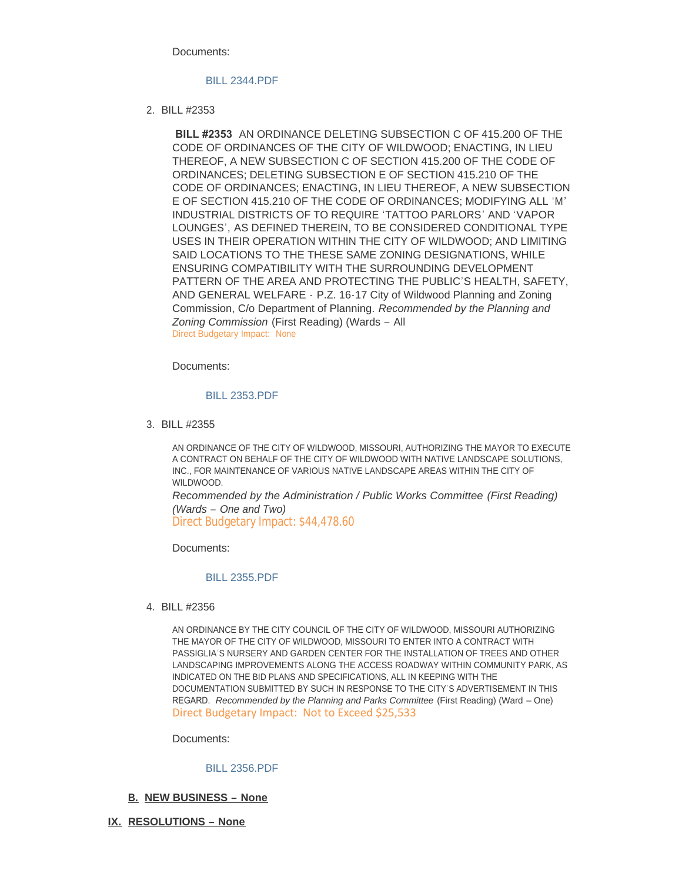Documents:

BILL 2344.PDF

2. BILL #2353

**BILL #2353** AN ORDINANCE DELETING SUBSECTION C OF 415.200 OF THE CODE OF ORDINANCES OF THE CITY OF WILDWOOD; ENACTING, IN LIEU THEREOF, A NEW SUBSECTION C OF SECTION 415.200 OF THE CODE OF ORDINANCES; DELETING SUBSECTION E OF SECTION 415.210 OF THE CODE OF ORDINANCES; ENACTING, IN LIEU THEREOF, A NEW SUBSECTION E OF SECTION 415.210 OF THE CODE OF ORDINANCES; MODIFYING ALL 'M' INDUSTRIAL DISTRICTS OF TO REQUIRE 'TATTOO PARLORS' AND 'VAPOR LOUNGES', AS DEFINED THEREIN, TO BE CONSIDERED CONDITIONAL TYPE USES IN THEIR OPERATION WITHIN THE CITY OF WILDWOOD; AND LIMITING SAID LOCATIONS TO THE THESE SAME ZONING DESIGNATIONS, WHILE ENSURING COMPATIBILITY WITH THE SURROUNDING DEVELOPMENT PATTERN OF THE AREA AND PROTECTING THE PUBLIC'S HEALTH, SAFETY, AND GENERAL WELFARE - P.Z. 16-17 City of Wildwood Planning and Zoning Commission, C/o Department of Planning. *Recommended by the Planning and Zoning Commission* (First Reading) (Wards – All
Direct Budgetary Impact: None

Documents:

BILL 2353.PDF

3. BILL #2355

AN ORDINANCE OF THE CITY OF WILDWOOD, MISSOURI, AUTHORIZING THE MAYOR TO EXECUTE A CONTRACT ON BEHALF OF THE CITY OF WILDWOOD WITH NATIVE LANDSCAPE SOLUTIONS, INC., FOR MAINTENANCE OF VARIOUS NATIVE LANDSCAPE AREAS WITHIN THE CITY OF WILDWOOD.
*Recommended by the Administration / Public Works Committee (First Reading) (Wards – One and Two)*
Direct Budgetary Impact: $44,478.60

Documents:

BILL 2355.PDF

4. BILL #2356

AN ORDINANCE BY THE CITY COUNCIL OF THE CITY OF WILDWOOD, MISSOURI AUTHORIZING THE MAYOR OF THE CITY OF WILDWOOD, MISSOURI TO ENTER INTO A CONTRACT WITH PASSIGLIA'S NURSERY AND GARDEN CENTER FOR THE INSTALLATION OF TREES AND OTHER LANDSCAPING IMPROVEMENTS ALONG THE ACCESS ROADWAY WITHIN COMMUNITY PARK, AS INDICATED ON THE BID PLANS AND SPECIFICATIONS, ALL IN KEEPING WITH THE DOCUMENTATION SUBMITTED BY SUCH IN RESPONSE TO THE CITY'S ADVERTISEMENT IN THIS REGARD. *Recommended by the Planning and Parks Committee* (First Reading) (Ward – One)
Direct Budgetary Impact: Not to Exceed $25,533

Documents:

BILL 2356.PDF

## B. NEW BUSINESS – None

# IX. RESOLUTIONS – None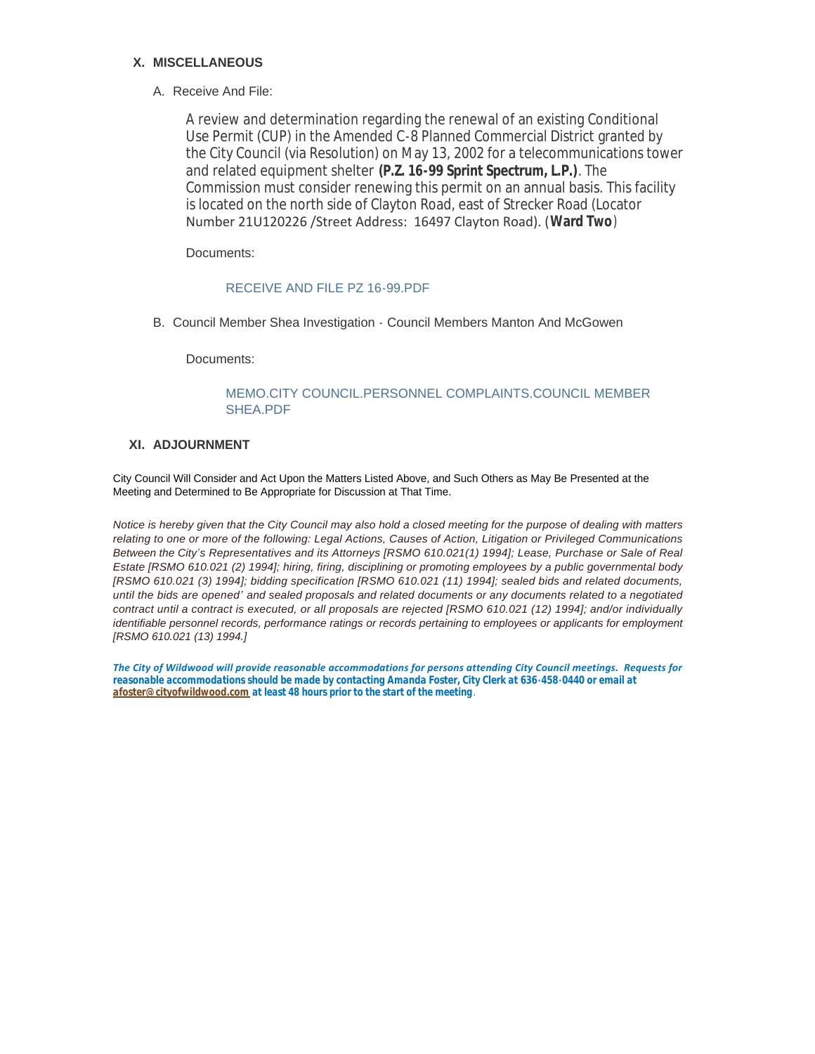## X. MISCELLANEOUS

A. Receive And File:

A review and determination regarding the renewal of an existing Conditional Use Permit (CUP) in the Amended C-8 Planned Commercial District granted by the City Council (via Resolution) on May 13, 2002 for a telecommunications tower and related equipment shelter **(P.Z. 16-99 Sprint Spectrum, L.P.)**. The Commission must consider renewing this permit on an annual basis. This facility is located on the north side of Clayton Road, east of Strecker Road (Locator Number 21U120226 /Street Address: 16497 Clayton Road). (**Ward Two**)

Documents:

RECEIVE AND FILE PZ 16-99.PDF

B. Council Member Shea Investigation - Council Members Manton And McGowen

Documents:

MEMO.CITY COUNCIL.PERSONNEL COMPLAINTS.COUNCIL MEMBER SHEA.PDF

## XI. ADJOURNMENT

City Council Will Consider and Act Upon the Matters Listed Above, and Such Others as May Be Presented at the Meeting and Determined to Be Appropriate for Discussion at That Time.

*Notice is hereby given that the City Council may also hold a closed meeting for the purpose of dealing with matters relating to one or more of the following: Legal Actions, Causes of Action, Litigation or Privileged Communications Between the City's Representatives and its Attorneys [RSMO 610.021(1) 1994]; Lease, Purchase or Sale of Real Estate [RSMO 610.021 (2) 1994]; hiring, firing, disciplining or promoting employees by a public governmental body [RSMO 610.021 (3) 1994]; bidding specification [RSMO 610.021 (11) 1994]; sealed bids and related documents, until the bids are opened' and sealed proposals and related documents or any documents related to a negotiated contract until a contract is executed, or all proposals are rejected [RSMO 610.021 (12) 1994]; and/or individually identifiable personnel records, performance ratings or records pertaining to employees or applicants for employment [RSMO 610.021 (13) 1994.]*

***The City of Wildwood will provide reasonable accommodations for persons attending City Council meetings. Requests for reasonable accommodations should be made by contacting Amanda Foster, City Clerk at 636-458-0440 or email at afoster@cityofwildwood.com at least 48 hours prior to the start of the meeting***.